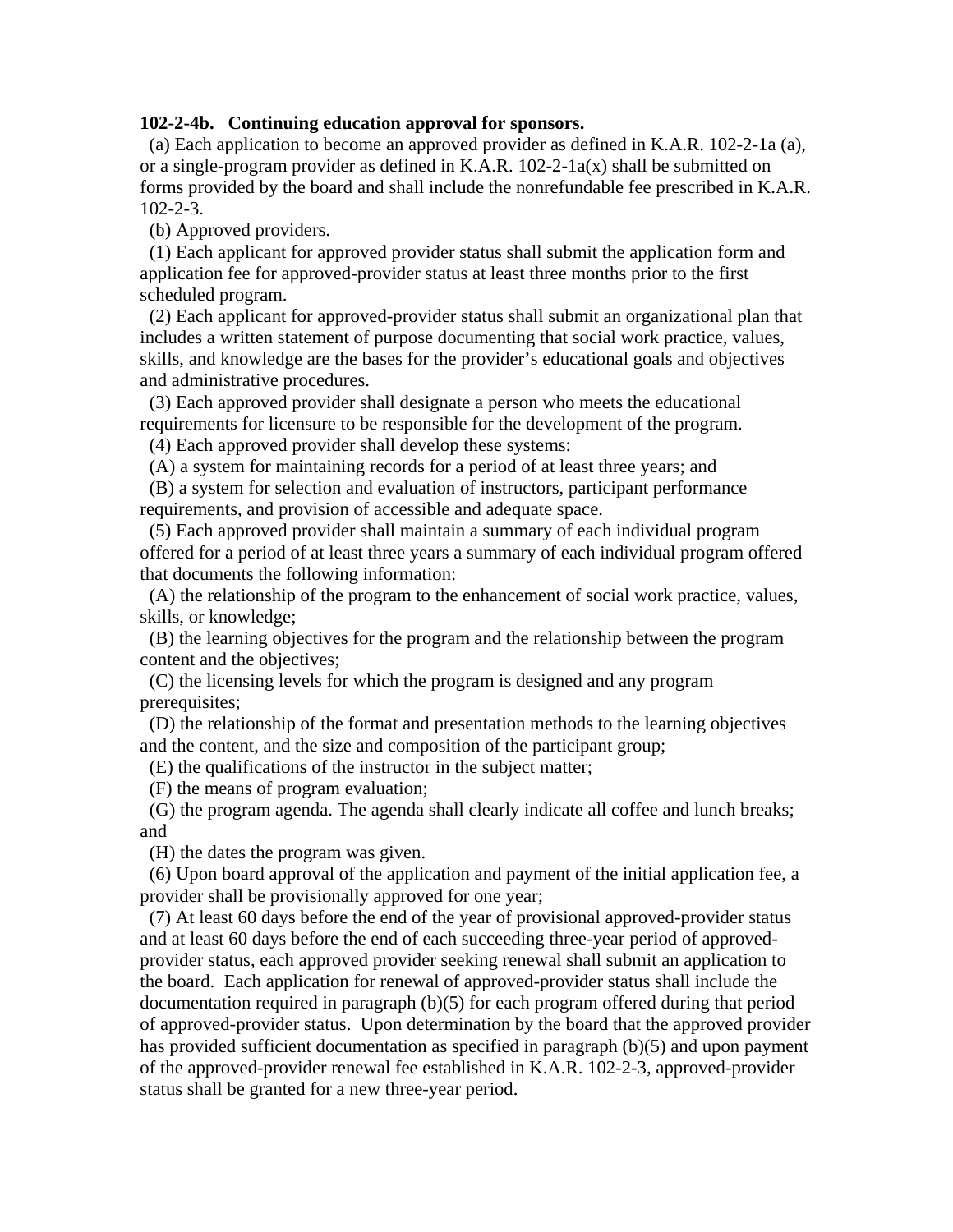**102-2-4b. Continuing education approval for sponsors.**

(a) Each application to become an approved provider as defined in K.A.R. 102-2-1a (a), or a single-program provider as defined in K.A.R. 102-2-1a(x) shall be submitted on forms provided by the board and shall include the nonrefundable fee prescribed in K.A.R. 102-2-3.

(b) Approved providers.

(1) Each applicant for approved provider status shall submit the application form and application fee for approved-provider status at least three months prior to the first scheduled program.

(2) Each applicant for approved-provider status shall submit an organizational plan that includes a written statement of purpose documenting that social work practice, values, skills, and knowledge are the bases for the provider's educational goals and objectives and administrative procedures.

(3) Each approved provider shall designate a person who meets the educational requirements for licensure to be responsible for the development of the program.

(4) Each approved provider shall develop these systems:

(A) a system for maintaining records for a period of at least three years; and

(B) a system for selection and evaluation of instructors, participant performance requirements, and provision of accessible and adequate space.

(5) Each approved provider shall maintain a summary of each individual program offered for a period of at least three years a summary of each individual program offered that documents the following information:

(A) the relationship of the program to the enhancement of social work practice, values, skills, or knowledge;

(B) the learning objectives for the program and the relationship between the program content and the objectives;

(C) the licensing levels for which the program is designed and any program prerequisites;

(D) the relationship of the format and presentation methods to the learning objectives and the content, and the size and composition of the participant group;

(E) the qualifications of the instructor in the subject matter;

(F) the means of program evaluation;

(G) the program agenda. The agenda shall clearly indicate all coffee and lunch breaks; and

(H) the dates the program was given.

(6) Upon board approval of the application and payment of the initial application fee, a provider shall be provisionally approved for one year;

(7) At least 60 days before the end of the year of provisional approved-provider status and at least 60 days before the end of each succeeding three-year period of approved-provider status, each approved provider seeking renewal shall submit an application to the board. Each application for renewal of approved-provider status shall include the documentation required in paragraph (b)(5) for each program offered during that period of approved-provider status. Upon determination by the board that the approved provider has provided sufficient documentation as specified in paragraph (b)(5) and upon payment of the approved-provider renewal fee established in K.A.R. 102-2-3, approved-provider status shall be granted for a new three-year period.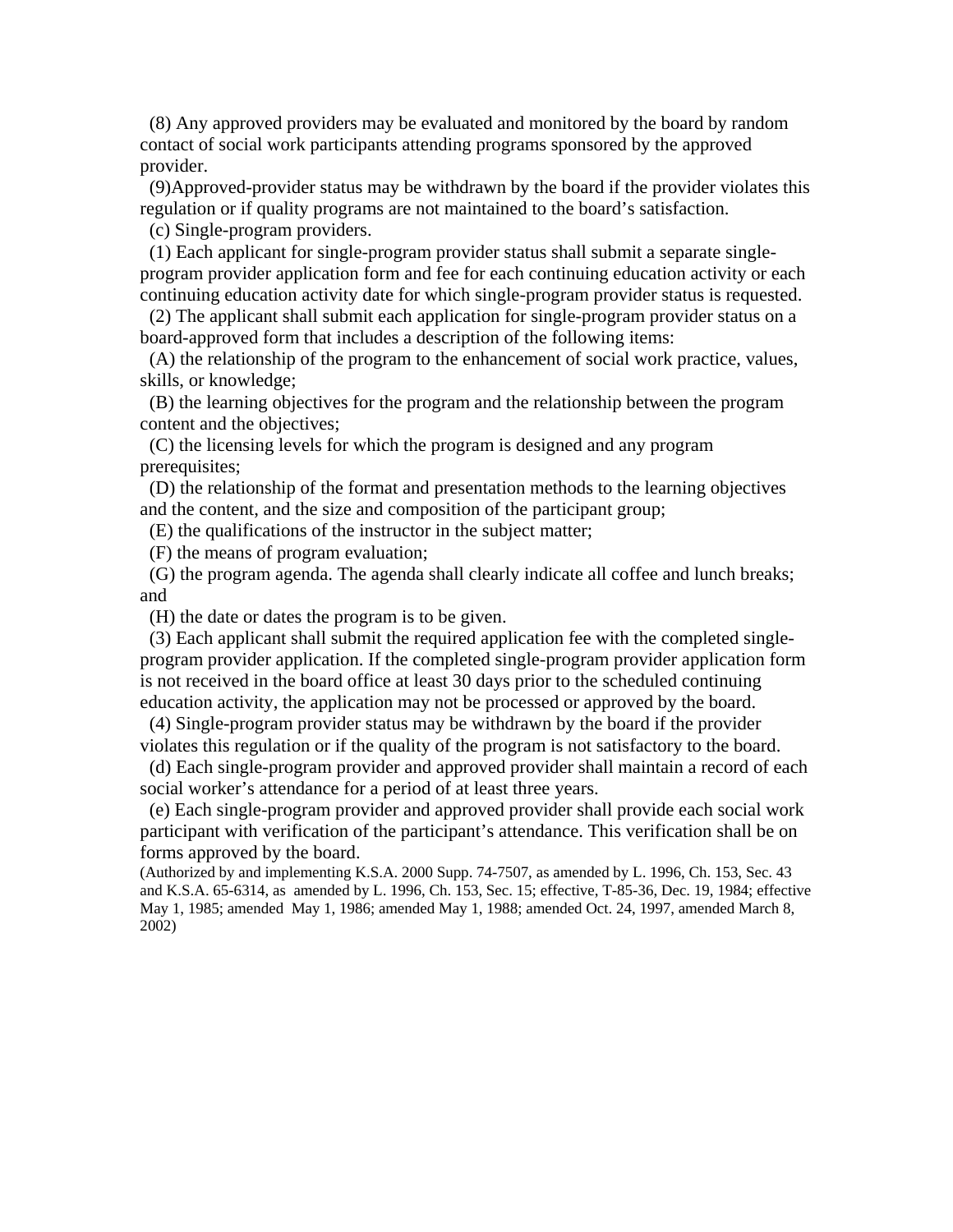(8) Any approved providers may be evaluated and monitored by the board by random contact of social work participants attending programs sponsored by the approved provider.

(9)Approved-provider status may be withdrawn by the board if the provider violates this regulation or if quality programs are not maintained to the board's satisfaction.

(c) Single-program providers.

(1) Each applicant for single-program provider status shall submit a separate single-program provider application form and fee for each continuing education activity or each continuing education activity date for which single-program provider status is requested.

(2) The applicant shall submit each application for single-program provider status on a board-approved form that includes a description of the following items:

(A) the relationship of the program to the enhancement of social work practice, values, skills, or knowledge;

(B) the learning objectives for the program and the relationship between the program content and the objectives;

(C) the licensing levels for which the program is designed and any program prerequisites;

(D) the relationship of the format and presentation methods to the learning objectives and the content, and the size and composition of the participant group;

(E) the qualifications of the instructor in the subject matter;

(F) the means of program evaluation;

(G) the program agenda. The agenda shall clearly indicate all coffee and lunch breaks; and

(H) the date or dates the program is to be given.

(3) Each applicant shall submit the required application fee with the completed single-program provider application. If the completed single-program provider application form is not received in the board office at least 30 days prior to the scheduled continuing education activity, the application may not be processed or approved by the board.

(4) Single-program provider status may be withdrawn by the board if the provider violates this regulation or if the quality of the program is not satisfactory to the board.

(d) Each single-program provider and approved provider shall maintain a record of each social worker's attendance for a period of at least three years.

(e) Each single-program provider and approved provider shall provide each social work participant with verification of the participant's attendance. This verification shall be on forms approved by the board.

(Authorized by and implementing K.S.A. 2000 Supp. 74-7507, as amended by L. 1996, Ch. 153, Sec. 43 and K.S.A. 65-6314, as amended by L. 1996, Ch. 153, Sec. 15; effective, T-85-36, Dec. 19, 1984; effective May 1, 1985; amended May 1, 1986; amended May 1, 1988; amended Oct. 24, 1997, amended March 8, 2002)